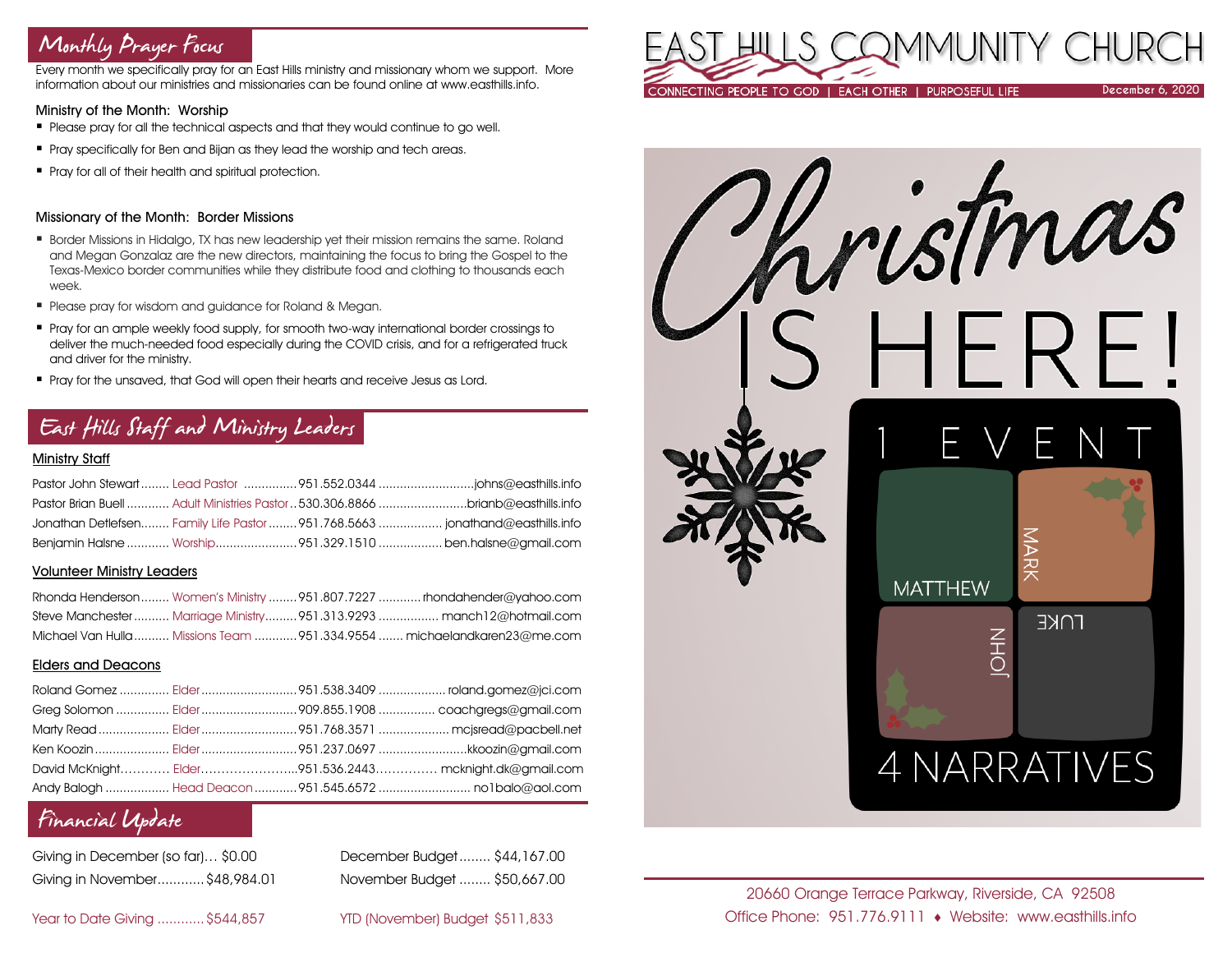## Monthly Prayer Focus

Every month we specifically pray for an East Hills ministry and missionary whom we support. More information about our ministries and missionaries can be found online at www.easthills.info.

### Ministry of the Month: Worship

- Please pray for all the technical aspects and that they would continue to go well.
- Pray specifically for Ben and Bijan as they lead the worship and tech areas.
- Pray for all of their health and spiritual protection.

### Missionary of the Month: Border Missions

- Border Missions in Hidalgo, TX has new leadership yet their mission remains the same. Roland and Megan Gonzalaz are the new directors, maintaining the focus to bring the Gospel to the Texas-Mexico border communities while they distribute food and clothing to thousands each week.
- Please pray for wisdom and guidance for Roland & Megan.
- Pray for an ample weekly food supply, for smooth two-way international border crossings to deliver the much-needed food especially during the COVID crisis, and for a refrigerated truck and driver for the ministry.
- Pray for the unsaved, that God will open their hearts and receive Jesus as Lord.

## East Hills Staff and Ministry Leaders

### Ministry Staff

| Name | Role | Phone | Email |
| --- | --- | --- | --- |
| Pastor John Stewart | Lead Pastor | 951.552.0344 | johns@easthills.info |
| Pastor Brian Buell | Adult Ministries Pastor | 530.306.8866 | brianb@easthills.info |
| Jonathan Detlefsen | Family Life Pastor | 951.768.5663 | jonathand@easthills.info |
| Benjamin Halsne | Worship | 951.329.1510 | ben.halsne@gmail.com |

### Volunteer Ministry Leaders

| Name | Role | Phone | Email |
| --- | --- | --- | --- |
| Rhonda Henderson | Women's Ministry | 951.807.7227 | rhondahender@yahoo.com |
| Steve Manchester | Marriage Ministry | 951.313.9293 | manch12@hotmail.com |
| Michael Van Hulla | Missions Team | 951.334.9554 | michaelandkaren23@me.com |

### Elders and Deacons

| Name | Role | Phone | Email |
| --- | --- | --- | --- |
| Roland Gomez | Elder | 951.538.3409 | roland.gomez@jci.com |
| Greg Solomon | Elder | 909.855.1908 | coachgregs@gmail.com |
| Marty Read | Elder | 951.768.3571 | mcjsread@pacbell.net |
| Ken Koozin | Elder | 951.237.0697 | kkoozin@gmail.com |
| David McKnight | Elder | 951.536.2443 | mcknight.dk@gmail.com |
| Andy Balogh | Head Deacon | 951.545.6572 | no1balo@aol.com |

## Financial Update

Giving in December (so far)… $0.00
Giving in November............ $48,984.01

December Budget........ $44,167.00
November Budget ........ $50,667.00

Year to Date Giving ............ $544,857

YTD (November) Budget $511,833

# EAST HILLS COMMUNITY CHURCH

CONNECTING PEOPLE TO GOD | EACH OTHER | PURPOSEFUL LIFE

December 6, 2020

Christmas IS HERE!

1 EVENT

MATTHEW MARK JOHN LUKE

4 NARRATIVES

20660 Orange Terrace Parkway, Riverside, CA 92508
Office Phone: 951.776.9111 ♦ Website: www.easthills.info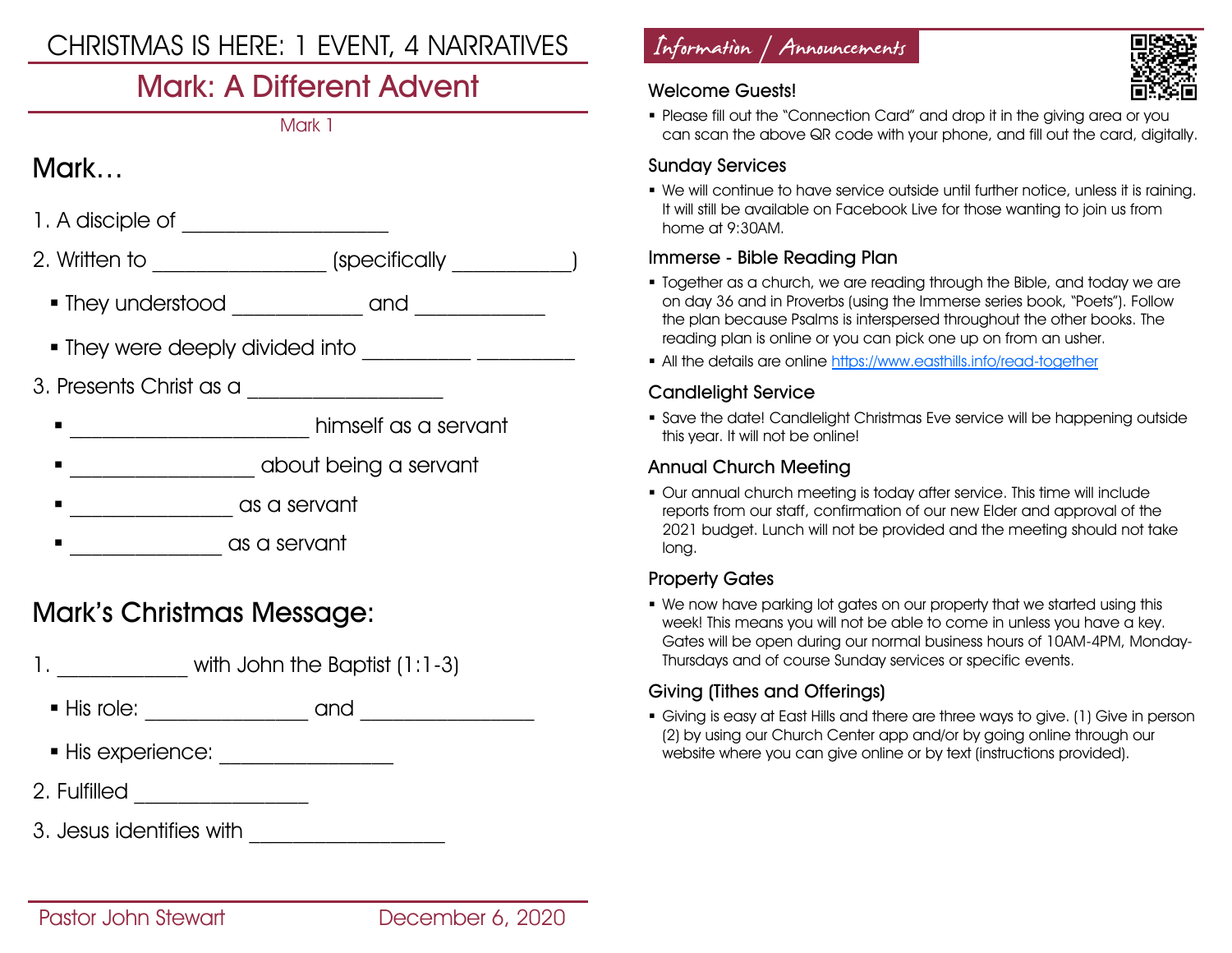# CHRISTMAS IS HERE: 1 EVENT, 4 NARRATIVES

## Mark: A Different Advent

Mark 1

### Mark…

1. A disciple of ____________________
2. Written to _________________ (specifically ___________)
   - They understood ____________ and ____________
   - They were deeply divided into __________ _________
3. Presents Christ as a ___________________
   - _______________________ himself as a servant
   - __________________ about being a servant
   - ________________ as a servant
   - _______________ as a servant

### Mark's Christmas Message:

1. ____________ with John the Baptist (1:1-3)
   - His role: ________________ and _________________
   - His experience: _________________
2. Fulfilled _________________
3. Jesus identifies with ___________________

Pastor John Stewart December 6, 2020

## *Information / Announcements*

### Welcome Guests!

- Please fill out the "Connection Card" and drop it in the giving area or you can scan the above QR code with your phone, and fill out the card, digitally.

### Sunday Services

- We will continue to have service outside until further notice, unless it is raining. It will still be available on Facebook Live for those wanting to join us from home at 9:30AM.

### Immerse - Bible Reading Plan

- Together as a church, we are reading through the Bible, and today we are on day 36 and in Proverbs (using the Immerse series book, "Poets"). Follow the plan because Psalms is interspersed throughout the other books. The reading plan is online or you can pick one up on from an usher.
- All the details are online https://www.easthills.info/read-together

### Candlelight Service

- Save the date! Candlelight Christmas Eve service will be happening outside this year. It will not be online!

### Annual Church Meeting

- Our annual church meeting is today after service. This time will include reports from our staff, confirmation of our new Elder and approval of the 2021 budget. Lunch will not be provided and the meeting should not take long.

### Property Gates

- We now have parking lot gates on our property that we started using this week! This means you will not be able to come in unless you have a key. Gates will be open during our normal business hours of 10AM-4PM, Monday-Thursdays and of course Sunday services or specific events.

### Giving (Tithes and Offerings)

- Giving is easy at East Hills and there are three ways to give. (1) Give in person (2) by using our Church Center app and/or by going online through our website where you can give online or by text (instructions provided).